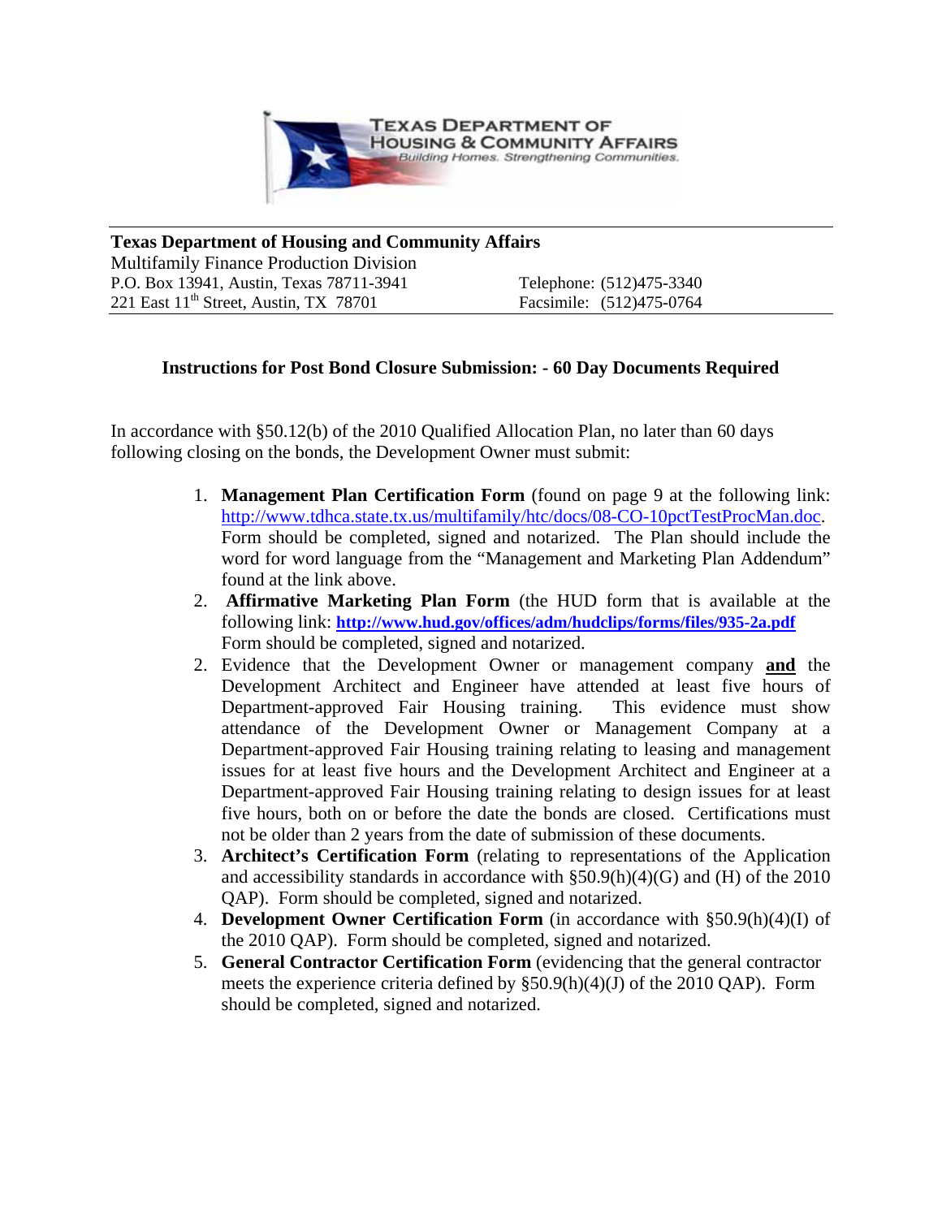**Texas Department of Housing and Community Affairs**
Multifamily Finance Production Division
P.O. Box 13941, Austin, Texas 78711-3941
221 East 11th Street, Austin, TX 78701

Telephone: (512)475-3340
Facsimile: (512)475-0764

**Instructions for Post Bond Closure Submission: - 60 Day Documents Required**

In accordance with §50.12(b) of the 2010 Qualified Allocation Plan, no later than 60 days following closing on the bonds, the Development Owner must submit:

1. **Management Plan Certification Form** (found on page 9 at the following link: http://www.tdhca.state.tx.us/multifamily/htc/docs/08-CO-10pctTestProcMan.doc. Form should be completed, signed and notarized. The Plan should include the word for word language from the "Management and Marketing Plan Addendum" found at the link above.
2. **Affirmative Marketing Plan Form** (the HUD form that is available at the following link: **http://www.hud.gov/offices/adm/hudclips/forms/files/935-2a.pdf** Form should be completed, signed and notarized.
2. Evidence that the Development Owner or management company **and** the Development Architect and Engineer have attended at least five hours of Department-approved Fair Housing training. This evidence must show attendance of the Development Owner or Management Company at a Department-approved Fair Housing training relating to leasing and management issues for at least five hours and the Development Architect and Engineer at a Department-approved Fair Housing training relating to design issues for at least five hours, both on or before the date the bonds are closed. Certifications must not be older than 2 years from the date of submission of these documents.
3. **Architect's Certification Form** (relating to representations of the Application and accessibility standards in accordance with §50.9(h)(4)(G) and (H) of the 2010 QAP). Form should be completed, signed and notarized.
4. **Development Owner Certification Form** (in accordance with §50.9(h)(4)(I) of the 2010 QAP). Form should be completed, signed and notarized.
5. **General Contractor Certification Form** (evidencing that the general contractor meets the experience criteria defined by §50.9(h)(4)(J) of the 2010 QAP). Form should be completed, signed and notarized.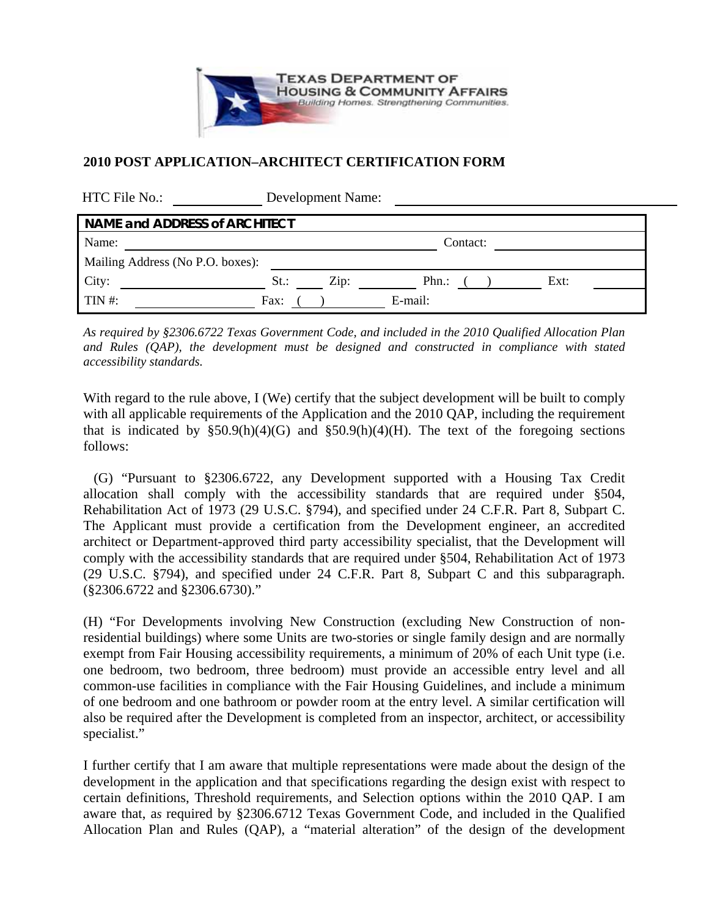TEXAS DEPARTMENT OF HOUSING & COMMUNITY AFFAIRS
*Building Homes. Strengthening Communities.*

## 2010 POST APPLICATION–ARCHITECT CERTIFICATION FORM

HTC File No.: \_\_\_\_\_\_\_\_\_\_ Development Name: \_\_\_\_\_\_\_\_\_\_\_\_\_\_\_\_\_\_\_\_\_\_\_\_\_\_\_\_\_\_

| **NAME and ADDRESS of ARCHITECT** | | | |
|---|---|---|---|
| Name: | | Contact: | |
| Mailing Address (No P.O. boxes): | | | |
| City: | St.: Zip: | Phn.: ( ) | Ext: |
| TIN #: | Fax: ( ) | E-mail: | |

*As required by §2306.6722 Texas Government Code, and included in the 2010 Qualified Allocation Plan and Rules (QAP), the development must be designed and constructed in compliance with stated accessibility standards.*

With regard to the rule above, I (We) certify that the subject development will be built to comply with all applicable requirements of the Application and the 2010 QAP, including the requirement that is indicated by §50.9(h)(4)(G) and §50.9(h)(4)(H). The text of the foregoing sections follows:

(G) "Pursuant to §2306.6722, any Development supported with a Housing Tax Credit allocation shall comply with the accessibility standards that are required under §504, Rehabilitation Act of 1973 (29 U.S.C. §794), and specified under 24 C.F.R. Part 8, Subpart C. The Applicant must provide a certification from the Development engineer, an accredited architect or Department-approved third party accessibility specialist, that the Development will comply with the accessibility standards that are required under §504, Rehabilitation Act of 1973 (29 U.S.C. §794), and specified under 24 C.F.R. Part 8, Subpart C and this subparagraph. (§2306.6722 and §2306.6730)."

(H) "For Developments involving New Construction (excluding New Construction of non-residential buildings) where some Units are two-stories or single family design and are normally exempt from Fair Housing accessibility requirements, a minimum of 20% of each Unit type (i.e. one bedroom, two bedroom, three bedroom) must provide an accessible entry level and all common-use facilities in compliance with the Fair Housing Guidelines, and include a minimum of one bedroom and one bathroom or powder room at the entry level. A similar certification will also be required after the Development is completed from an inspector, architect, or accessibility specialist."

I further certify that I am aware that multiple representations were made about the design of the development in the application and that specifications regarding the design exist with respect to certain definitions, Threshold requirements, and Selection options within the 2010 QAP. I am aware that, as required by §2306.6712 Texas Government Code, and included in the Qualified Allocation Plan and Rules (QAP), a "material alteration" of the design of the development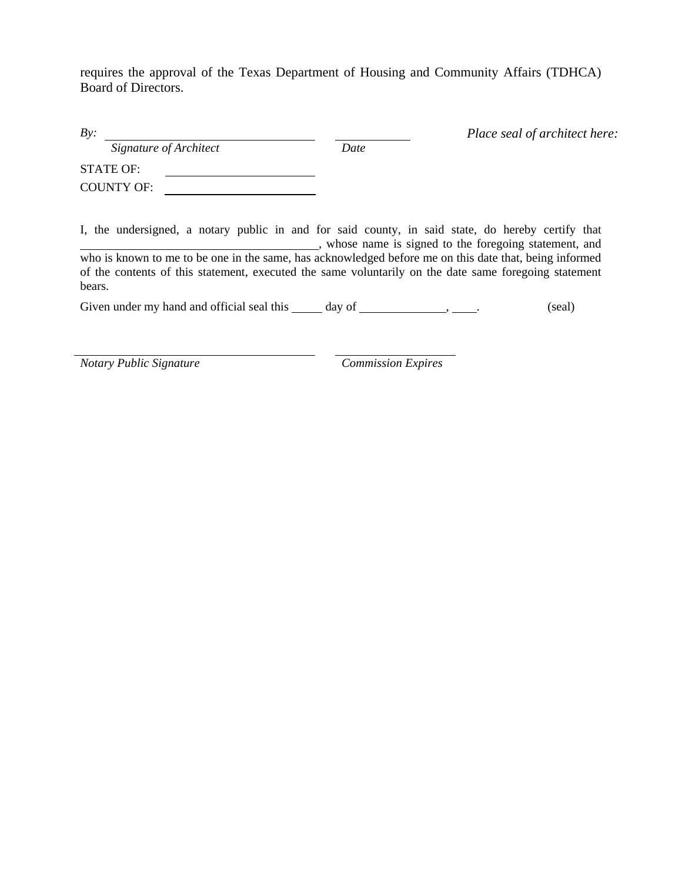requires the approval of the Texas Department of Housing and Community Affairs (TDHCA) Board of Directors.

*By:* \_\_\_\_\_\_\_\_\_\_\_\_\_\_\_\_\_\_\_\_\_\_\_\_\_\_\_\_\_\_\_\_ \_\_\_\_\_\_\_\_\_\_\_\_ *Place seal of architect here:*

*Signature of Architect* *Date*

STATE OF: \_\_\_\_\_\_\_\_\_\_\_\_\_\_\_\_\_\_\_\_\_\_

COUNTY OF: \_\_\_\_\_\_\_\_\_\_\_\_\_\_\_\_\_\_\_\_\_\_

I, the undersigned, a notary public in and for said county, in said state, do hereby certify that \_\_\_\_\_\_\_\_\_\_\_\_\_\_\_\_\_\_\_\_\_\_\_\_\_\_\_\_\_\_\_\_\_\_\_\_\_\_\_\_, whose name is signed to the foregoing statement, and who is known to me to be one in the same, has acknowledged before me on this date that, being informed of the contents of this statement, executed the same voluntarily on the date same foregoing statement bears.

Given under my hand and official seal this \_\_\_\_\_ day of \_\_\_\_\_\_\_\_\_\_\_\_\_\_, \_\_\_\_. (seal)

\_\_\_\_\_\_\_\_\_\_\_\_\_\_\_\_\_\_\_\_\_\_\_\_\_\_\_\_\_\_\_\_\_\_\_\_\_\_ \_\_\_\_\_\_\_\_\_\_\_\_\_\_\_\_\_\_\_\_

*Notary Public Signature* *Commission Expires*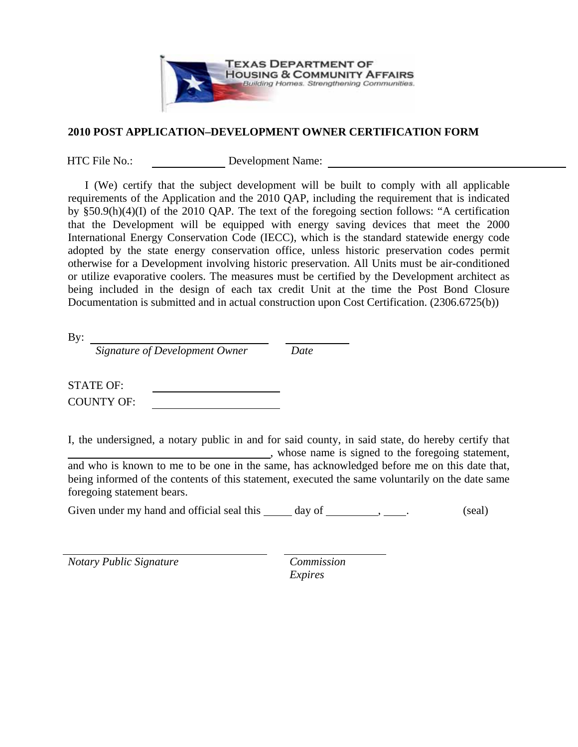TEXAS DEPARTMENT OF HOUSING & COMMUNITY AFFAIRS
*Building Homes. Strengthening Communities.*

**2010 POST APPLICATION–DEVELOPMENT OWNER CERTIFICATION FORM**

HTC File No.: \_\_\_\_\_\_\_\_\_\_\_\_ Development Name: \_\_\_\_\_\_\_\_\_\_\_\_\_\_\_\_\_\_\_\_\_\_\_\_\_\_\_\_\_\_\_\_\_\_\_\_

I (We) certify that the subject development will be built to comply with all applicable requirements of the Application and the 2010 QAP, including the requirement that is indicated by §50.9(h)(4)(I) of the 2010 QAP. The text of the foregoing section follows: "A certification that the Development will be equipped with energy saving devices that meet the 2000 International Energy Conservation Code (IECC), which is the standard statewide energy code adopted by the state energy conservation office, unless historic preservation codes permit otherwise for a Development involving historic preservation. All Units must be air-conditioned or utilize evaporative coolers. The measures must be certified by the Development architect as being included in the design of each tax credit Unit at the time the Post Bond Closure Documentation is submitted and in actual construction upon Cost Certification. (2306.6725(b))

By: \_\_\_\_\_\_\_\_\_\_\_\_\_\_\_\_\_\_\_\_\_\_\_\_\_\_\_\_ \_\_\_\_\_\_\_\_\_\_
*Signature of Development Owner* *Date*

STATE OF: \_\_\_\_\_\_\_\_\_\_\_\_\_\_\_\_\_\_\_\_

COUNTY OF: \_\_\_\_\_\_\_\_\_\_\_\_\_\_\_\_\_\_\_\_

I, the undersigned, a notary public in and for said county, in said state, do hereby certify that \_\_\_\_\_\_\_\_\_\_\_\_\_\_\_\_\_\_\_\_\_\_\_\_\_\_\_\_\_\_\_\_, whose name is signed to the foregoing statement, and who is known to me to be one in the same, has acknowledged before me on this date that, being informed of the contents of this statement, executed the same voluntarily on the date same foregoing statement bears.

Given under my hand and official seal this \_\_\_\_\_ day of \_\_\_\_\_\_\_\_\_, \_\_\_\_. (seal)

\_\_\_\_\_\_\_\_\_\_\_\_\_\_\_\_\_\_\_\_\_\_\_\_\_\_\_\_\_\_\_\_ \_\_\_\_\_\_\_\_\_\_\_\_\_\_\_\_
*Notary Public Signature* *Commission Expires*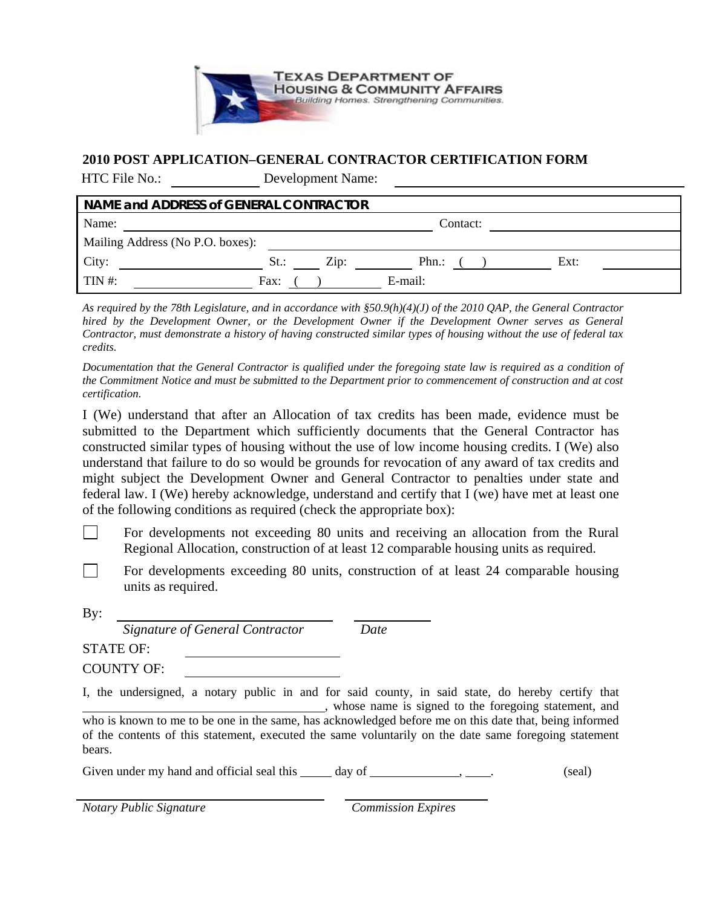TEXAS DEPARTMENT OF HOUSING & COMMUNITY AFFAIRS
*Building Homes. Strengthening Communities.*

## 2010 POST APPLICATION–GENERAL CONTRACTOR CERTIFICATION FORM

HTC File No.: ____________ Development Name: ________________________________________

| **NAME and ADDRESS of GENERAL CONTRACTOR** | | | |
|---|---|---|---|
| Name: | | Contact: | |
| Mailing Address (No P.O. boxes): | | | |
| City: | St.: Zip: | Phn.: ( ) | Ext: |
| TIN #: | Fax: ( ) | E-mail: | |

*As required by the 78th Legislature, and in accordance with §50.9(h)(4)(J) of the 2010 QAP, the General Contractor hired by the Development Owner, or the Development Owner if the Development Owner serves as General Contractor, must demonstrate a history of having constructed similar types of housing without the use of federal tax credits.*

*Documentation that the General Contractor is qualified under the foregoing state law is required as a condition of the Commitment Notice and must be submitted to the Department prior to commencement of construction and at cost certification.*

I (We) understand that after an Allocation of tax credits has been made, evidence must be submitted to the Department which sufficiently documents that the General Contractor has constructed similar types of housing without the use of low income housing credits. I (We) also understand that failure to do so would be grounds for revocation of any award of tax credits and might subject the Development Owner and General Contractor to penalties under state and federal law. I (We) hereby acknowledge, understand and certify that I (we) have met at least one of the following conditions as required (check the appropriate box):

- ☐ For developments not exceeding 80 units and receiving an allocation from the Rural Regional Allocation, construction of at least 12 comparable housing units as required.
- ☐ For developments exceeding 80 units, construction of at least 24 comparable housing units as required.

By: ______________________________ ____________
*Signature of General Contractor* *Date*

STATE OF: ____________________

COUNTY OF: ____________________

I, the undersigned, a notary public in and for said county, in said state, do hereby certify that ________________________________, whose name is signed to the foregoing statement, and who is known to me to be one in the same, has acknowledged before me on this date that, being informed of the contents of this statement, executed the same voluntarily on the date same foregoing statement bears.

Given under my hand and official seal this _____ day of ______________, ____. (seal)

______________________________ ____________________
*Notary Public Signature* *Commission Expires*